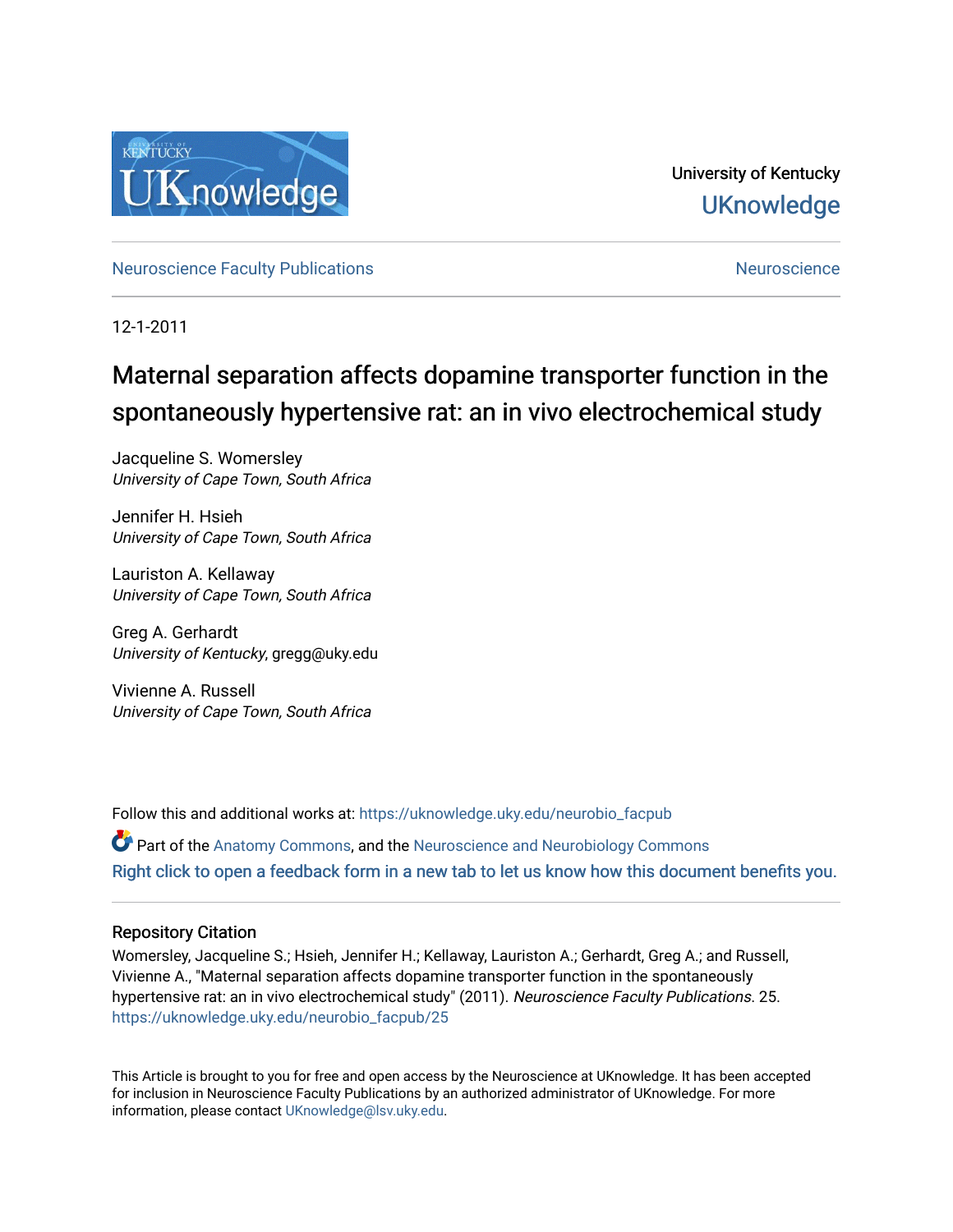University of Kentucky

UKnowledge

Neuroscience Faculty Publications

Neuroscience

12-1-2011

# Maternal separation affects dopamine transporter function in the spontaneously hypertensive rat: an in vivo electrochemical study

Jacqueline S. Womersley
*University of Cape Town, South Africa*

Jennifer H. Hsieh
*University of Cape Town, South Africa*

Lauriston A. Kellaway
*University of Cape Town, South Africa*

Greg A. Gerhardt
*University of Kentucky*, gregg@uky.edu

Vivienne A. Russell
*University of Cape Town, South Africa*

Follow this and additional works at: https://uknowledge.uky.edu/neurobio_facpub

Part of the Anatomy Commons, and the Neuroscience and Neurobiology Commons

Right click to open a feedback form in a new tab to let us know how this document benefits you.

## Repository Citation

Womersley, Jacqueline S.; Hsieh, Jennifer H.; Kellaway, Lauriston A.; Gerhardt, Greg A.; and Russell, Vivienne A., "Maternal separation affects dopamine transporter function in the spontaneously hypertensive rat: an in vivo electrochemical study" (2011). *Neuroscience Faculty Publications*. 25.
https://uknowledge.uky.edu/neurobio_facpub/25

This Article is brought to you for free and open access by the Neuroscience at UKnowledge. It has been accepted for inclusion in Neuroscience Faculty Publications by an authorized administrator of UKnowledge. For more information, please contact UKnowledge@lsv.uky.edu.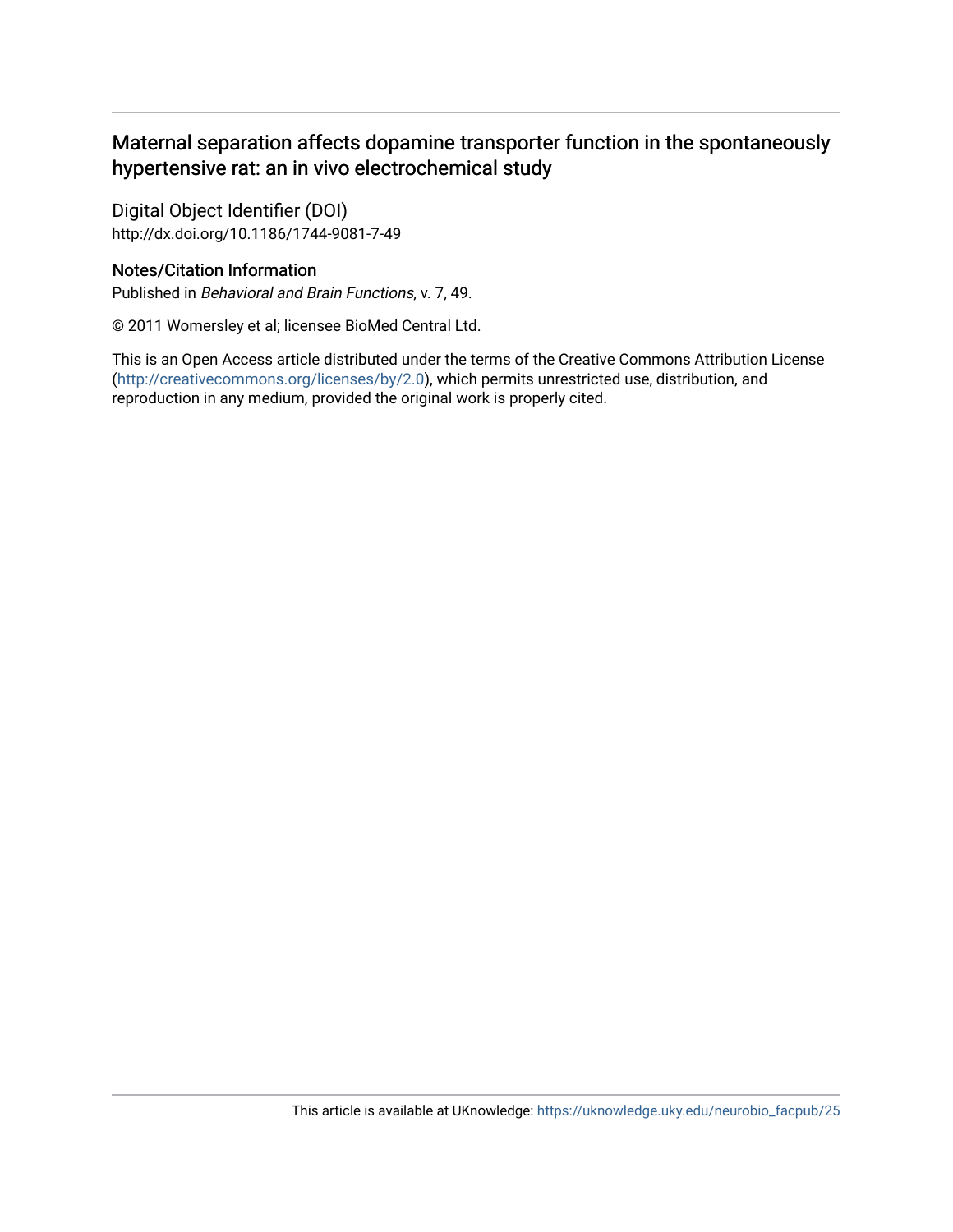# Maternal separation affects dopamine transporter function in the spontaneously hypertensive rat: an in vivo electrochemical study

## Digital Object Identifier (DOI)

http://dx.doi.org/10.1186/1744-9081-7-49

## Notes/Citation Information

Published in *Behavioral and Brain Functions*, v. 7, 49.

© 2011 Womersley et al; licensee BioMed Central Ltd.

This is an Open Access article distributed under the terms of the Creative Commons Attribution License (http://creativecommons.org/licenses/by/2.0), which permits unrestricted use, distribution, and reproduction in any medium, provided the original work is properly cited.

This article is available at UKnowledge: https://uknowledge.uky.edu/neurobio_facpub/25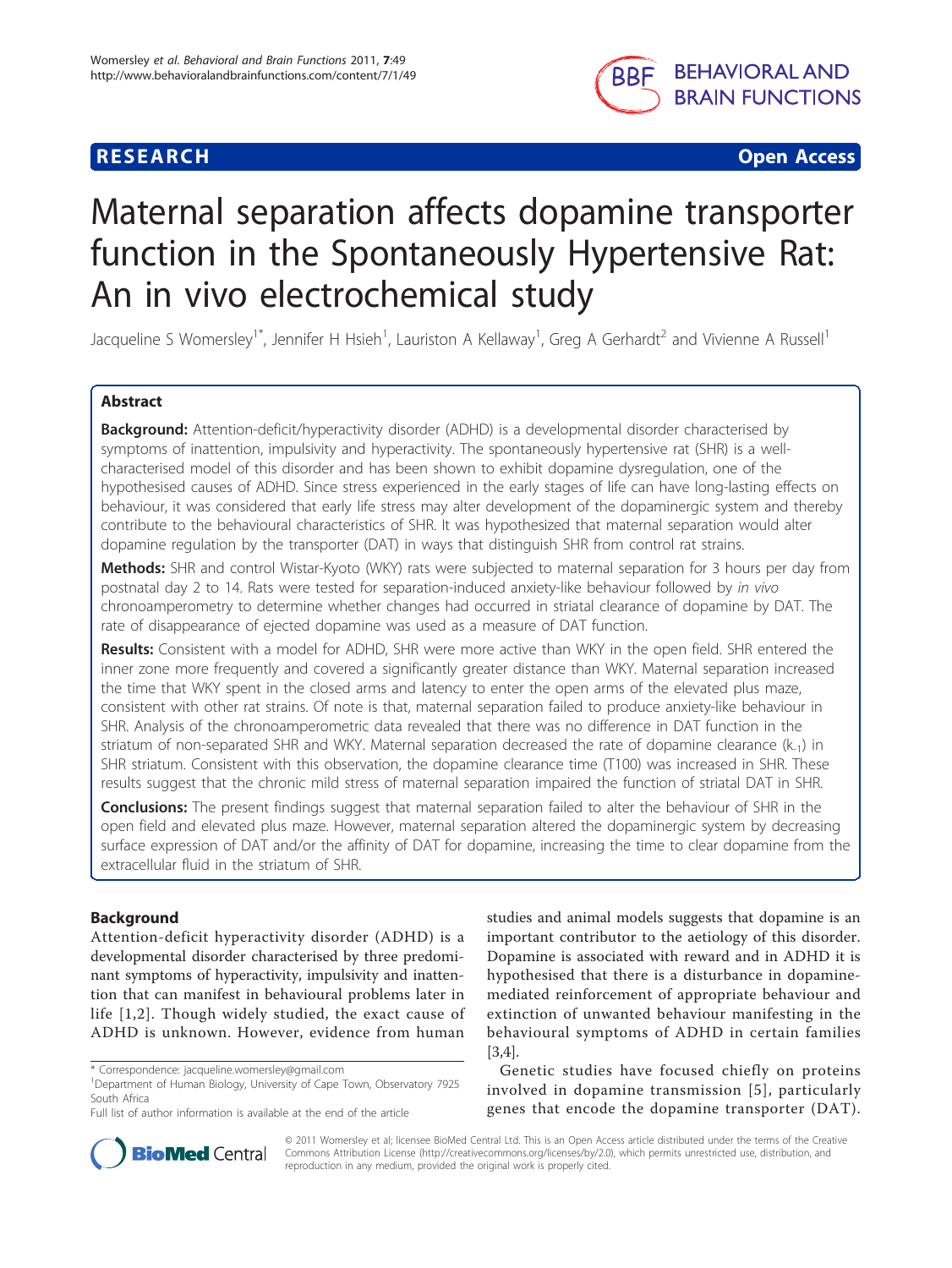# Maternal separation affects dopamine transporter function in the Spontaneously Hypertensive Rat: An in vivo electrochemical study

Jacqueline S Womersley[1*], Jennifer H Hsieh[1], Lauriston A Kellaway[1], Greg A Gerhardt[2] and Vivienne A Russell[1]

## Abstract

**Background:** Attention-deficit/hyperactivity disorder (ADHD) is a developmental disorder characterised by symptoms of inattention, impulsivity and hyperactivity. The spontaneously hypertensive rat (SHR) is a well-characterised model of this disorder and has been shown to exhibit dopamine dysregulation, one of the hypothesised causes of ADHD. Since stress experienced in the early stages of life can have long-lasting effects on behaviour, it was considered that early life stress may alter development of the dopaminergic system and thereby contribute to the behavioural characteristics of SHR. It was hypothesized that maternal separation would alter dopamine regulation by the transporter (DAT) in ways that distinguish SHR from control rat strains.

**Methods:** SHR and control Wistar-Kyoto (WKY) rats were subjected to maternal separation for 3 hours per day from postnatal day 2 to 14. Rats were tested for separation-induced anxiety-like behaviour followed by *in vivo* chronoamperometry to determine whether changes had occurred in striatal clearance of dopamine by DAT. The rate of disappearance of ejected dopamine was used as a measure of DAT function.

**Results:** Consistent with a model for ADHD, SHR were more active than WKY in the open field. SHR entered the inner zone more frequently and covered a significantly greater distance than WKY. Maternal separation increased the time that WKY spent in the closed arms and latency to enter the open arms of the elevated plus maze, consistent with other rat strains. Of note is that, maternal separation failed to produce anxiety-like behaviour in SHR. Analysis of the chronoamperometric data revealed that there was no difference in DAT function in the striatum of non-separated SHR and WKY. Maternal separation decreased the rate of dopamine clearance ($k_{-1}$) in SHR striatum. Consistent with this observation, the dopamine clearance time (T100) was increased in SHR. These results suggest that the chronic mild stress of maternal separation impaired the function of striatal DAT in SHR.

**Conclusions:** The present findings suggest that maternal separation failed to alter the behaviour of SHR in the open field and elevated plus maze. However, maternal separation altered the dopaminergic system by decreasing surface expression of DAT and/or the affinity of DAT for dopamine, increasing the time to clear dopamine from the extracellular fluid in the striatum of SHR.

## Background

Attention-deficit hyperactivity disorder (ADHD) is a developmental disorder characterised by three predominant symptoms of hyperactivity, impulsivity and inattention that can manifest in behavioural problems later in life [1,2]. Though widely studied, the exact cause of ADHD is unknown. However, evidence from human studies and animal models suggests that dopamine is an important contributor to the aetiology of this disorder. Dopamine is associated with reward and in ADHD it is hypothesised that there is a disturbance in dopamine-mediated reinforcement of appropriate behaviour and extinction of unwanted behaviour manifesting in the behavioural symptoms of ADHD in certain families [3,4].

Genetic studies have focused chiefly on proteins involved in dopamine transmission [5], particularly genes that encode the dopamine transporter (DAT).

\* Correspondence: jacqueline.womersley@gmail.com
[1]Department of Human Biology, University of Cape Town, Observatory 7925 South Africa
Full list of author information is available at the end of the article

© 2011 Womersley et al; licensee BioMed Central Ltd. This is an Open Access article distributed under the terms of the Creative Commons Attribution License (http://creativecommons.org/licenses/by/2.0), which permits unrestricted use, distribution, and reproduction in any medium, provided the original work is properly cited.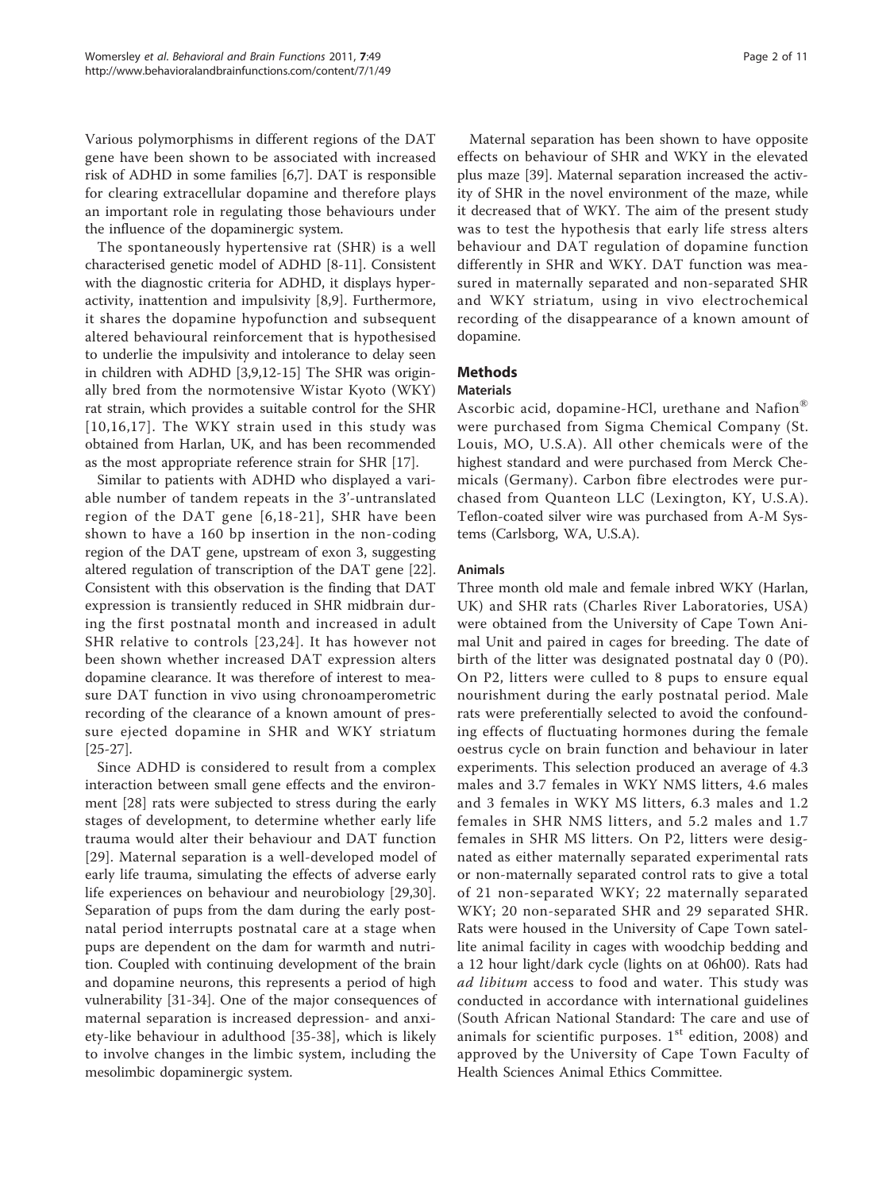Various polymorphisms in different regions of the DAT gene have been shown to be associated with increased risk of ADHD in some families [6,7]. DAT is responsible for clearing extracellular dopamine and therefore plays an important role in regulating those behaviours under the influence of the dopaminergic system.

The spontaneously hypertensive rat (SHR) is a well characterised genetic model of ADHD [8-11]. Consistent with the diagnostic criteria for ADHD, it displays hyperactivity, inattention and impulsivity [8,9]. Furthermore, it shares the dopamine hypofunction and subsequent altered behavioural reinforcement that is hypothesised to underlie the impulsivity and intolerance to delay seen in children with ADHD [3,9,12-15] The SHR was originally bred from the normotensive Wistar Kyoto (WKY) rat strain, which provides a suitable control for the SHR [10,16,17]. The WKY strain used in this study was obtained from Harlan, UK, and has been recommended as the most appropriate reference strain for SHR [17].

Similar to patients with ADHD who displayed a variable number of tandem repeats in the 3'-untranslated region of the DAT gene [6,18-21], SHR have been shown to have a 160 bp insertion in the non-coding region of the DAT gene, upstream of exon 3, suggesting altered regulation of transcription of the DAT gene [22]. Consistent with this observation is the finding that DAT expression is transiently reduced in SHR midbrain during the first postnatal month and increased in adult SHR relative to controls [23,24]. It has however not been shown whether increased DAT expression alters dopamine clearance. It was therefore of interest to measure DAT function in vivo using chronoamperometric recording of the clearance of a known amount of pressure ejected dopamine in SHR and WKY striatum [25-27].

Since ADHD is considered to result from a complex interaction between small gene effects and the environment [28] rats were subjected to stress during the early stages of development, to determine whether early life trauma would alter their behaviour and DAT function [29]. Maternal separation is a well-developed model of early life trauma, simulating the effects of adverse early life experiences on behaviour and neurobiology [29,30]. Separation of pups from the dam during the early postnatal period interrupts postnatal care at a stage when pups are dependent on the dam for warmth and nutrition. Coupled with continuing development of the brain and dopamine neurons, this represents a period of high vulnerability [31-34]. One of the major consequences of maternal separation is increased depression- and anxiety-like behaviour in adulthood [35-38], which is likely to involve changes in the limbic system, including the mesolimbic dopaminergic system.

Maternal separation has been shown to have opposite effects on behaviour of SHR and WKY in the elevated plus maze [39]. Maternal separation increased the activity of SHR in the novel environment of the maze, while it decreased that of WKY. The aim of the present study was to test the hypothesis that early life stress alters behaviour and DAT regulation of dopamine function differently in SHR and WKY. DAT function was measured in maternally separated and non-separated SHR and WKY striatum, using in vivo electrochemical recording of the disappearance of a known amount of dopamine.

## Methods

### Materials

Ascorbic acid, dopamine-HCl, urethane and Nafion® were purchased from Sigma Chemical Company (St. Louis, MO, U.S.A). All other chemicals were of the highest standard and were purchased from Merck Chemicals (Germany). Carbon fibre electrodes were purchased from Quanteon LLC (Lexington, KY, U.S.A). Teflon-coated silver wire was purchased from A-M Systems (Carlsborg, WA, U.S.A).

### Animals

Three month old male and female inbred WKY (Harlan, UK) and SHR rats (Charles River Laboratories, USA) were obtained from the University of Cape Town Animal Unit and paired in cages for breeding. The date of birth of the litter was designated postnatal day 0 (P0). On P2, litters were culled to 8 pups to ensure equal nourishment during the early postnatal period. Male rats were preferentially selected to avoid the confounding effects of fluctuating hormones during the female oestrus cycle on brain function and behaviour in later experiments. This selection produced an average of 4.3 males and 3.7 females in WKY NMS litters, 4.6 males and 3 females in WKY MS litters, 6.3 males and 1.2 females in SHR NMS litters, and 5.2 males and 1.7 females in SHR MS litters. On P2, litters were designated as either maternally separated experimental rats or non-maternally separated control rats to give a total of 21 non-separated WKY; 22 maternally separated WKY; 20 non-separated SHR and 29 separated SHR. Rats were housed in the University of Cape Town satellite animal facility in cages with woodchip bedding and a 12 hour light/dark cycle (lights on at 06h00). Rats had *ad libitum* access to food and water. This study was conducted in accordance with international guidelines (South African National Standard: The care and use of animals for scientific purposes. 1st edition, 2008) and approved by the University of Cape Town Faculty of Health Sciences Animal Ethics Committee.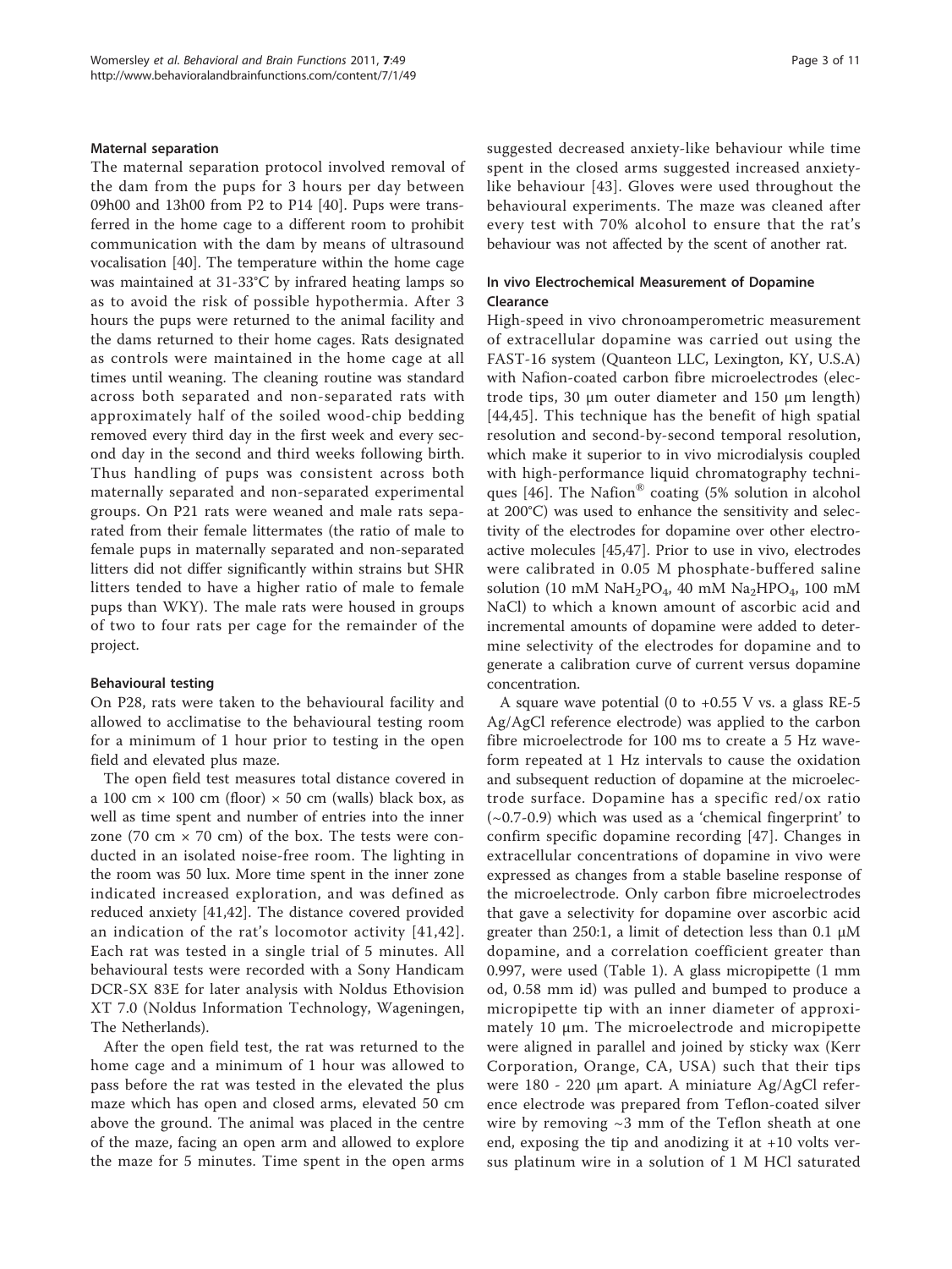### Maternal separation

The maternal separation protocol involved removal of the dam from the pups for 3 hours per day between 09h00 and 13h00 from P2 to P14 [40]. Pups were transferred in the home cage to a different room to prohibit communication with the dam by means of ultrasound vocalisation [40]. The temperature within the home cage was maintained at 31-33°C by infrared heating lamps so as to avoid the risk of possible hypothermia. After 3 hours the pups were returned to the animal facility and the dams returned to their home cages. Rats designated as controls were maintained in the home cage at all times until weaning. The cleaning routine was standard across both separated and non-separated rats with approximately half of the soiled wood-chip bedding removed every third day in the first week and every second day in the second and third weeks following birth. Thus handling of pups was consistent across both maternally separated and non-separated experimental groups. On P21 rats were weaned and male rats separated from their female littermates (the ratio of male to female pups in maternally separated and non-separated litters did not differ significantly within strains but SHR litters tended to have a higher ratio of male to female pups than WKY). The male rats were housed in groups of two to four rats per cage for the remainder of the project.

### Behavioural testing

On P28, rats were taken to the behavioural facility and allowed to acclimatise to the behavioural testing room for a minimum of 1 hour prior to testing in the open field and elevated plus maze.

The open field test measures total distance covered in a 100 cm × 100 cm (floor) × 50 cm (walls) black box, as well as time spent and number of entries into the inner zone (70 cm × 70 cm) of the box. The tests were conducted in an isolated noise-free room. The lighting in the room was 50 lux. More time spent in the inner zone indicated increased exploration, and was defined as reduced anxiety [41,42]. The distance covered provided an indication of the rat's locomotor activity [41,42]. Each rat was tested in a single trial of 5 minutes. All behavioural tests were recorded with a Sony Handicam DCR-SX 83E for later analysis with Noldus Ethovision XT 7.0 (Noldus Information Technology, Wageningen, The Netherlands).

After the open field test, the rat was returned to the home cage and a minimum of 1 hour was allowed to pass before the rat was tested in the elevated the plus maze which has open and closed arms, elevated 50 cm above the ground. The animal was placed in the centre of the maze, facing an open arm and allowed to explore the maze for 5 minutes. Time spent in the open arms suggested decreased anxiety-like behaviour while time spent in the closed arms suggested increased anxiety-like behaviour [43]. Gloves were used throughout the behavioural experiments. The maze was cleaned after every test with 70% alcohol to ensure that the rat's behaviour was not affected by the scent of another rat.

### In vivo Electrochemical Measurement of Dopamine Clearance

High-speed in vivo chronoamperometric measurement of extracellular dopamine was carried out using the FAST-16 system (Quanteon LLC, Lexington, KY, U.S.A) with Nafion-coated carbon fibre microelectrodes (electrode tips, 30 μm outer diameter and 150 μm length) [44,45]. This technique has the benefit of high spatial resolution and second-by-second temporal resolution, which make it superior to in vivo microdialysis coupled with high-performance liquid chromatography techniques [46]. The Nafion® coating (5% solution in alcohol at 200°C) was used to enhance the sensitivity and selectivity of the electrodes for dopamine over other electroactive molecules [45,47]. Prior to use in vivo, electrodes were calibrated in 0.05 M phosphate-buffered saline solution (10 mM $NaH_2PO_4$, 40 mM $Na_2HPO_4$, 100 mM NaCl) to which a known amount of ascorbic acid and incremental amounts of dopamine were added to determine selectivity of the electrodes for dopamine and to generate a calibration curve of current versus dopamine concentration.

A square wave potential (0 to +0.55 V vs. a glass RE-5 Ag/AgCl reference electrode) was applied to the carbon fibre microelectrode for 100 ms to create a 5 Hz waveform repeated at 1 Hz intervals to cause the oxidation and subsequent reduction of dopamine at the microelectrode surface. Dopamine has a specific red/ox ratio (~0.7-0.9) which was used as a 'chemical fingerprint' to confirm specific dopamine recording [47]. Changes in extracellular concentrations of dopamine in vivo were expressed as changes from a stable baseline response of the microelectrode. Only carbon fibre microelectrodes that gave a selectivity for dopamine over ascorbic acid greater than 250:1, a limit of detection less than 0.1 μM dopamine, and a correlation coefficient greater than 0.997, were used (Table 1). A glass micropipette (1 mm od, 0.58 mm id) was pulled and bumped to produce a micropipette tip with an inner diameter of approximately 10 μm. The microelectrode and micropipette were aligned in parallel and joined by sticky wax (Kerr Corporation, Orange, CA, USA) such that their tips were 180 - 220 μm apart. A miniature Ag/AgCl reference electrode was prepared from Teflon-coated silver wire by removing ~3 mm of the Teflon sheath at one end, exposing the tip and anodizing it at +10 volts versus platinum wire in a solution of 1 M HCl saturated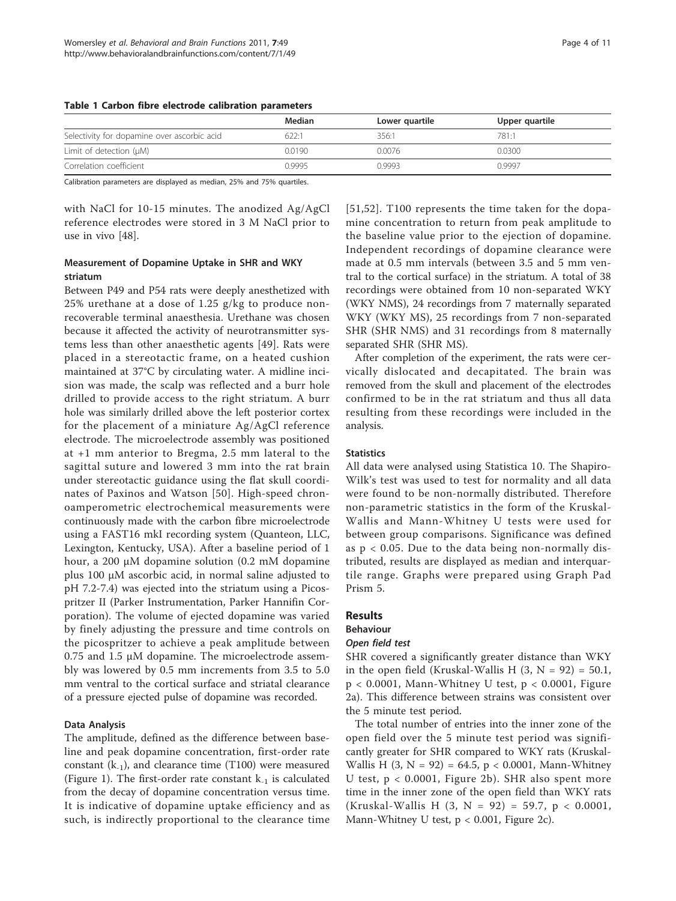**Table 1 Carbon fibre electrode calibration parameters**

| | Median | Lower quartile | Upper quartile |
|---|---|---|---|
| Selectivity for dopamine over ascorbic acid | 622:1 | 356:1 | 781:1 |
| Limit of detection (μM) | 0.0190 | 0.0076 | 0.0300 |
| Correlation coefficient | 0.9995 | 0.9993 | 0.9997 |

Calibration parameters are displayed as median, 25% and 75% quartiles.

with NaCl for 10-15 minutes. The anodized Ag/AgCl reference electrodes were stored in 3 M NaCl prior to use in vivo [48].

### Measurement of Dopamine Uptake in SHR and WKY striatum

Between P49 and P54 rats were deeply anesthetized with 25% urethane at a dose of 1.25 g/kg to produce non-recoverable terminal anaesthesia. Urethane was chosen because it affected the activity of neurotransmitter systems less than other anaesthetic agents [49]. Rats were placed in a stereotactic frame, on a heated cushion maintained at 37°C by circulating water. A midline incision was made, the scalp was reflected and a burr hole drilled to provide access to the right striatum. A burr hole was similarly drilled above the left posterior cortex for the placement of a miniature Ag/AgCl reference electrode. The microelectrode assembly was positioned at +1 mm anterior to Bregma, 2.5 mm lateral to the sagittal suture and lowered 3 mm into the rat brain under stereotactic guidance using the flat skull coordinates of Paxinos and Watson [50]. High-speed chronoamperometric electrochemical measurements were continuously made with the carbon fibre microelectrode using a FAST16 mkI recording system (Quanteon, LLC, Lexington, Kentucky, USA). After a baseline period of 1 hour, a 200 μM dopamine solution (0.2 mM dopamine plus 100 μM ascorbic acid, in normal saline adjusted to pH 7.2-7.4) was ejected into the striatum using a Picospritzer II (Parker Instrumentation, Parker Hannifin Corporation). The volume of ejected dopamine was varied by finely adjusting the pressure and time controls on the picospritzer to achieve a peak amplitude between 0.75 and 1.5 μM dopamine. The microelectrode assembly was lowered by 0.5 mm increments from 3.5 to 5.0 mm ventral to the cortical surface and striatal clearance of a pressure ejected pulse of dopamine was recorded.

### Data Analysis

The amplitude, defined as the difference between baseline and peak dopamine concentration, first-order rate constant ($k_{-1}$), and clearance time (T100) were measured (Figure 1). The first-order rate constant $k_{-1}$ is calculated from the decay of dopamine concentration versus time. It is indicative of dopamine uptake efficiency and as such, is indirectly proportional to the clearance time [51,52]. T100 represents the time taken for the dopamine concentration to return from peak amplitude to the baseline value prior to the ejection of dopamine. Independent recordings of dopamine clearance were made at 0.5 mm intervals (between 3.5 and 5 mm ventral to the cortical surface) in the striatum. A total of 38 recordings were obtained from 10 non-separated WKY (WKY NMS), 24 recordings from 7 maternally separated WKY (WKY MS), 25 recordings from 7 non-separated SHR (SHR NMS) and 31 recordings from 8 maternally separated SHR (SHR MS).

After completion of the experiment, the rats were cervically dislocated and decapitated. The brain was removed from the skull and placement of the electrodes confirmed to be in the rat striatum and thus all data resulting from these recordings were included in the analysis.

### Statistics

All data were analysed using Statistica 10. The Shapiro-Wilk's test was used to test for normality and all data were found to be non-normally distributed. Therefore non-parametric statistics in the form of the Kruskal-Wallis and Mann-Whitney U tests were used for between group comparisons. Significance was defined as $p < 0.05$. Due to the data being non-normally distributed, results are displayed as median and interquartile range. Graphs were prepared using Graph Pad Prism 5.

## Results

### Behaviour

#### *Open field test*

SHR covered a significantly greater distance than WKY in the open field (Kruskal-Wallis $H (3, N = 92) = 50.1$, $p < 0.0001$, Mann-Whitney U test, $p < 0.0001$, Figure 2a). This difference between strains was consistent over the 5 minute test period.

The total number of entries into the inner zone of the open field over the 5 minute test period was significantly greater for SHR compared to WKY rats (Kruskal-Wallis $H (3, N = 92) = 64.5$, $p < 0.0001$, Mann-Whitney U test, $p < 0.0001$, Figure 2b). SHR also spent more time in the inner zone of the open field than WKY rats (Kruskal-Wallis $H (3, N = 92) = 59.7$, $p < 0.0001$, Mann-Whitney U test, $p < 0.001$, Figure 2c).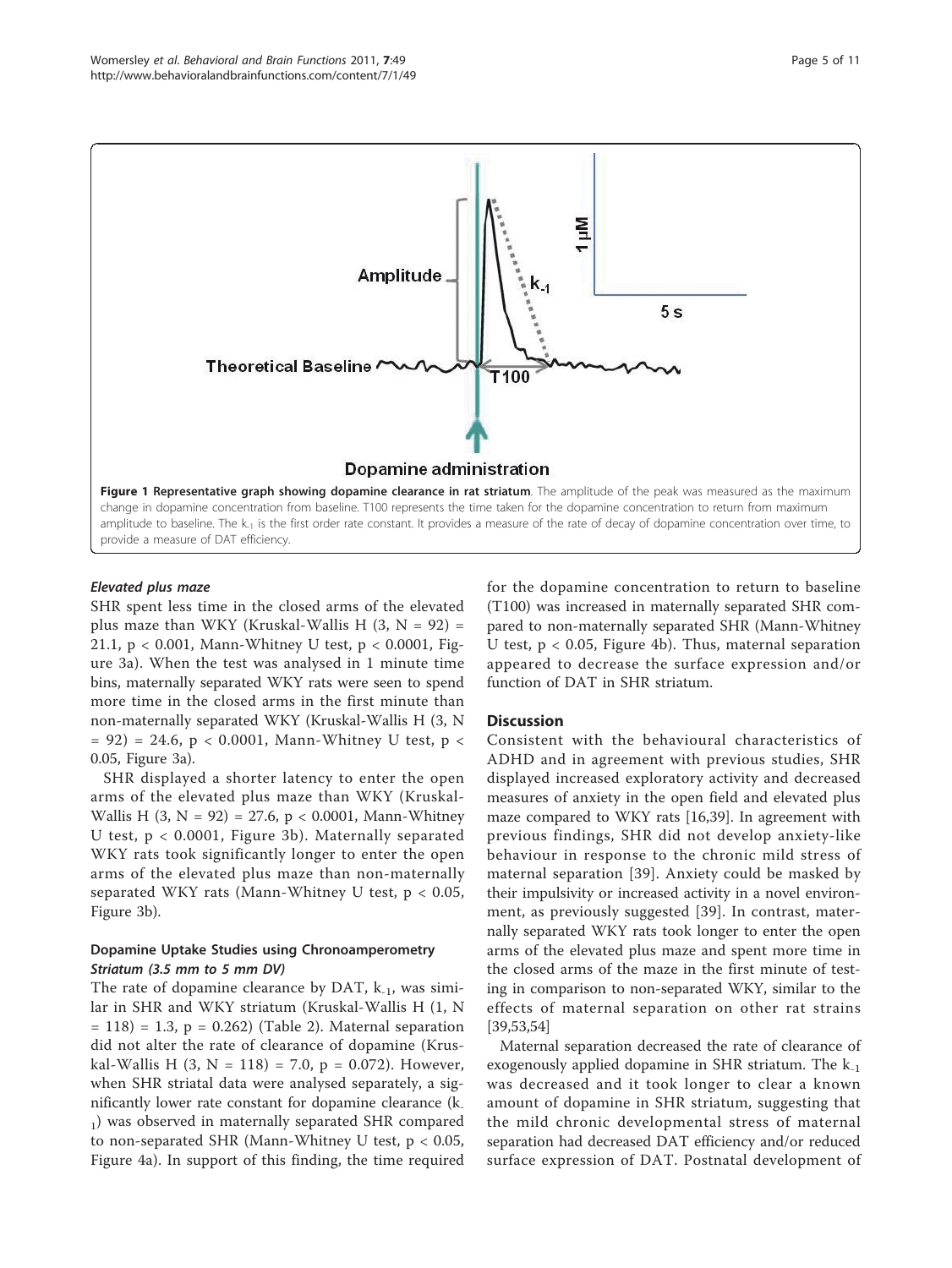Figure 1 **Representative graph showing dopamine clearance in rat striatum**. The amplitude of the peak was measured as the maximum change in dopamine concentration from baseline. T100 represents the time taken for the dopamine concentration to return from maximum amplitude to baseline. The $k_{-1}$ is the first order rate constant. It provides a measure of the rate of decay of dopamine concentration over time, to provide a measure of DAT efficiency.

#### *Elevated plus maze*

SHR spent less time in the closed arms of the elevated plus maze than WKY (Kruskal-Wallis H $(3, N = 92) = 21.1$, $p < 0.001$, Mann-Whitney U test, $p < 0.0001$, Figure 3a). When the test was analysed in 1 minute time bins, maternally separated WKY rats were seen to spend more time in the closed arms in the first minute than non-maternally separated WKY (Kruskal-Wallis H $(3, N = 92) = 24.6$, $p < 0.0001$, Mann-Whitney U test, $p < 0.05$, Figure 3a).

SHR displayed a shorter latency to enter the open arms of the elevated plus maze than WKY (Kruskal-Wallis H $(3, N = 92) = 27.6$, $p < 0.0001$, Mann-Whitney U test, $p < 0.0001$, Figure 3b). Maternally separated WKY rats took significantly longer to enter the open arms of the elevated plus maze than non-maternally separated WKY rats (Mann-Whitney U test, $p < 0.05$, Figure 3b).

### Dopamine Uptake Studies using Chronoamperometry

#### *Striatum (3.5 mm to 5 mm DV)*

The rate of dopamine clearance by DAT, $k_{-1}$, was similar in SHR and WKY striatum (Kruskal-Wallis H $(1, N = 118) = 1.3$, $p = 0.262$) (Table 2). Maternal separation did not alter the rate of clearance of dopamine (Kruskal-Wallis H $(3, N = 118) = 7.0$, $p = 0.072$). However, when SHR striatal data were analysed separately, a significantly lower rate constant for dopamine clearance ($k_{-1}$) was observed in maternally separated SHR compared to non-separated SHR (Mann-Whitney U test, $p < 0.05$, Figure 4a). In support of this finding, the time required for the dopamine concentration to return to baseline (T100) was increased in maternally separated SHR compared to non-maternally separated SHR (Mann-Whitney U test, $p < 0.05$, Figure 4b). Thus, maternal separation appeared to decrease the surface expression and/or function of DAT in SHR striatum.

## Discussion

Consistent with the behavioural characteristics of ADHD and in agreement with previous studies, SHR displayed increased exploratory activity and decreased measures of anxiety in the open field and elevated plus maze compared to WKY rats [16,39]. In agreement with previous findings, SHR did not develop anxiety-like behaviour in response to the chronic mild stress of maternal separation [39]. Anxiety could be masked by their impulsivity or increased activity in a novel environment, as previously suggested [39]. In contrast, maternally separated WKY rats took longer to enter the open arms of the elevated plus maze and spent more time in the closed arms of the maze in the first minute of testing in comparison to non-separated WKY, similar to the effects of maternal separation on other rat strains [39,53,54]

Maternal separation decreased the rate of clearance of exogenously applied dopamine in SHR striatum. The $k_{-1}$ was decreased and it took longer to clear a known amount of dopamine in SHR striatum, suggesting that the mild chronic developmental stress of maternal separation had decreased DAT efficiency and/or reduced surface expression of DAT. Postnatal development of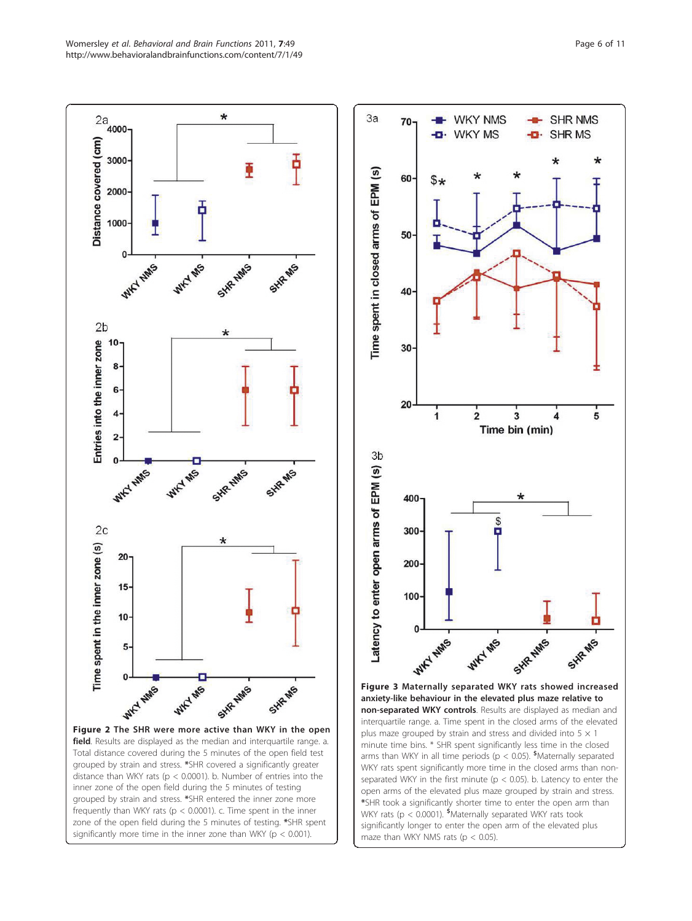**Figure 2 The SHR were more active than WKY in the open field**. Results are displayed as the median and interquartile range. a. Total distance covered during the 5 minutes of the open field test grouped by strain and stress. *SHR covered a significantly greater distance than WKY rats ($p < 0.0001$). b. Number of entries into the inner zone of the open field during the 5 minutes of testing grouped by strain and stress. *SHR entered the inner zone more frequently than WKY rats ($p < 0.0001$). c. Time spent in the inner zone of the open field during the 5 minutes of testing. *SHR spent significantly more time in the inner zone than WKY ($p < 0.001$).

**Figure 3 Maternally separated WKY rats showed increased anxiety-like behaviour in the elevated plus maze relative to non-separated WKY controls**. Results are displayed as median and interquartile range. a. Time spent in the closed arms of the elevated plus maze grouped by strain and stress and divided into 5 × 1 minute time bins. * SHR spent significantly less time in the closed arms than WKY in all time periods ($p < 0.05$). $Maternally separated WKY rats spent significantly more time in the closed arms than non-separated WKY in the first minute ($p < 0.05$). b. Latency to enter the open arms of the elevated plus maze grouped by strain and stress. *SHR took a significantly shorter time to enter the open arm than WKY rats ($p < 0.0001$). $Maternally separated WKY rats took significantly longer to enter the open arm of the elevated plus maze than WKY NMS rats ($p < 0.05$).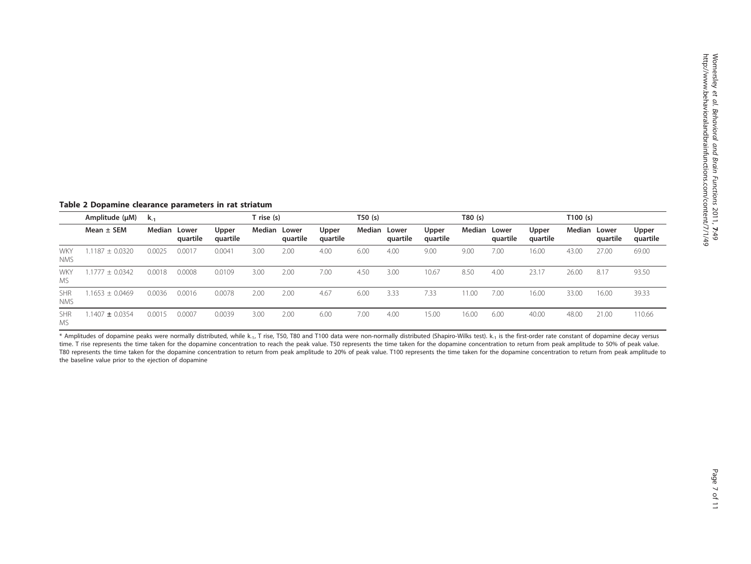**Table 2 Dopamine clearance parameters in rat striatum**

| | Amplitude (μM) | $k_{-1}$ | | | T rise (s) | | | T50 (s) | | | T80 (s) | | | T100 (s) | | |
|---|---|---|---|---|---|---|---|---|---|---|---|---|---|---|---|---|
| | Mean ± SEM | Median | Lower quartile | Upper quartile | Median | Lower quartile | Upper quartile | Median | Lower quartile | Upper quartile | Median | Lower quartile | Upper quartile | Median | Lower quartile | Upper quartile |
| WKY NMS | 1.1187 ± 0.0320 | 0.0025 | 0.0017 | 0.0041 | 3.00 | 2.00 | 4.00 | 6.00 | 4.00 | 9.00 | 9.00 | 7.00 | 16.00 | 43.00 | 27.00 | 69.00 |
| WKY MS | 1.1777 ± 0.0342 | 0.0018 | 0.0008 | 0.0109 | 3.00 | 2.00 | 7.00 | 4.50 | 3.00 | 10.67 | 8.50 | 4.00 | 23.17 | 26.00 | 8.17 | 93.50 |
| SHR NMS | 1.1653 ± 0.0469 | 0.0036 | 0.0016 | 0.0078 | 2.00 | 2.00 | 4.67 | 6.00 | 3.33 | 7.33 | 11.00 | 7.00 | 16.00 | 33.00 | 16.00 | 39.33 |
| SHR MS | 1.1407 ± 0.0354 | 0.0015 | 0.0007 | 0.0039 | 3.00 | 2.00 | 6.00 | 7.00 | 4.00 | 15.00 | 16.00 | 6.00 | 40.00 | 48.00 | 21.00 | 110.66 |

* Amplitudes of dopamine peaks were normally distributed, while $k_{-1}$, T rise, T50, T80 and T100 data were non-normally distributed (Shapiro-Wilks test). $k_{-1}$ is the first-order rate constant of dopamine decay versus time. T rise represents the time taken for the dopamine concentration to reach the peak value. T50 represents the time taken for the dopamine concentration to return from peak amplitude to 50% of peak value. T80 represents the time taken for the dopamine concentration to return from peak amplitude to 20% of peak value. T100 represents the time taken for the dopamine concentration to return from peak amplitude to the baseline value prior to the ejection of dopamine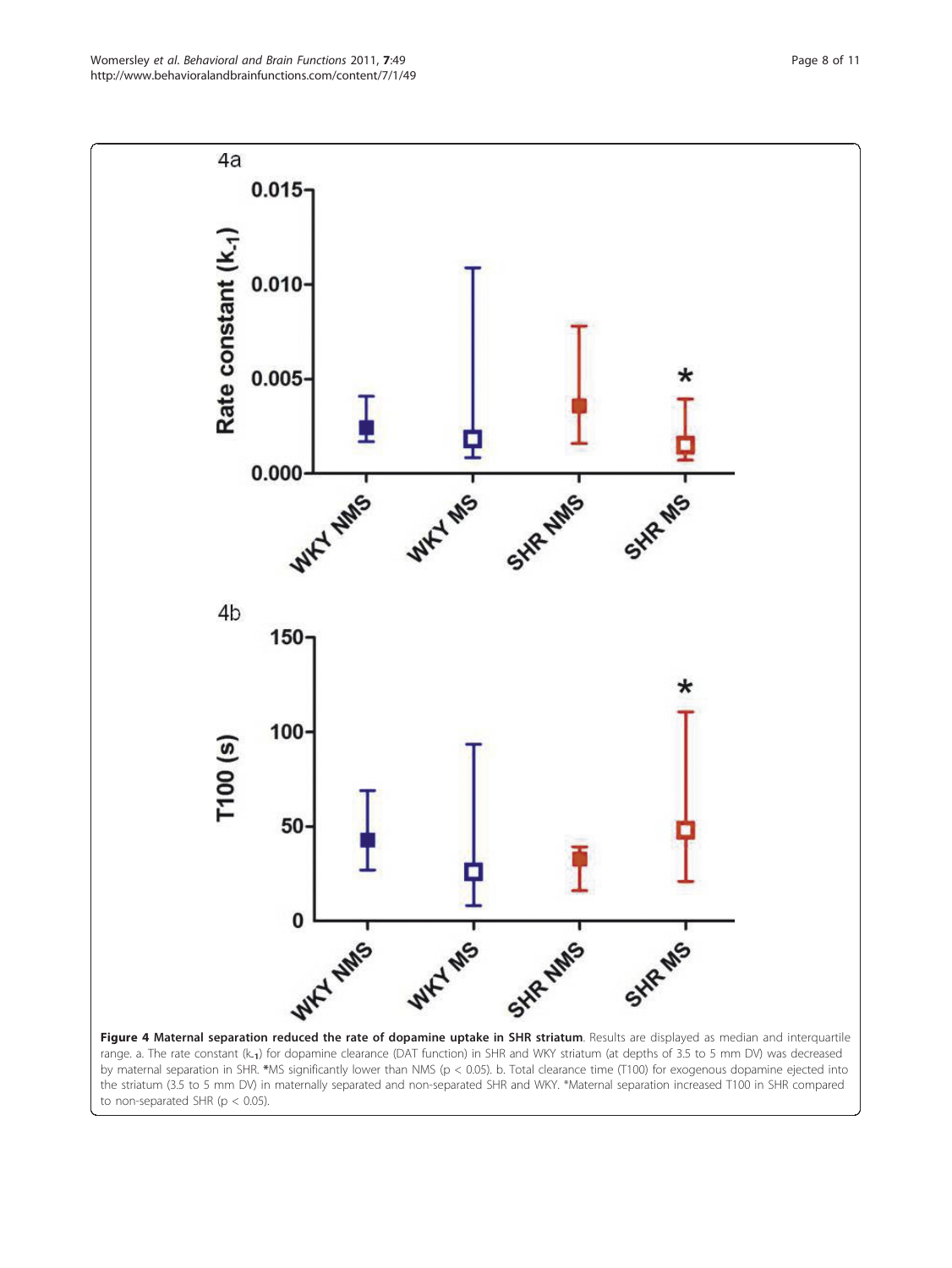**Figure 4 Maternal separation reduced the rate of dopamine uptake in SHR striatum**. Results are displayed as median and interquartile range. a. The rate constant ($k_{-1}$) for dopamine clearance (DAT function) in SHR and WKY striatum (at depths of 3.5 to 5 mm DV) was decreased by maternal separation in SHR. *MS significantly lower than NMS ($p < 0.05$). b. Total clearance time (T100) for exogenous dopamine ejected into the striatum (3.5 to 5 mm DV) in maternally separated and non-separated SHR and WKY. *Maternal separation increased T100 in SHR compared to non-separated SHR ($p < 0.05$).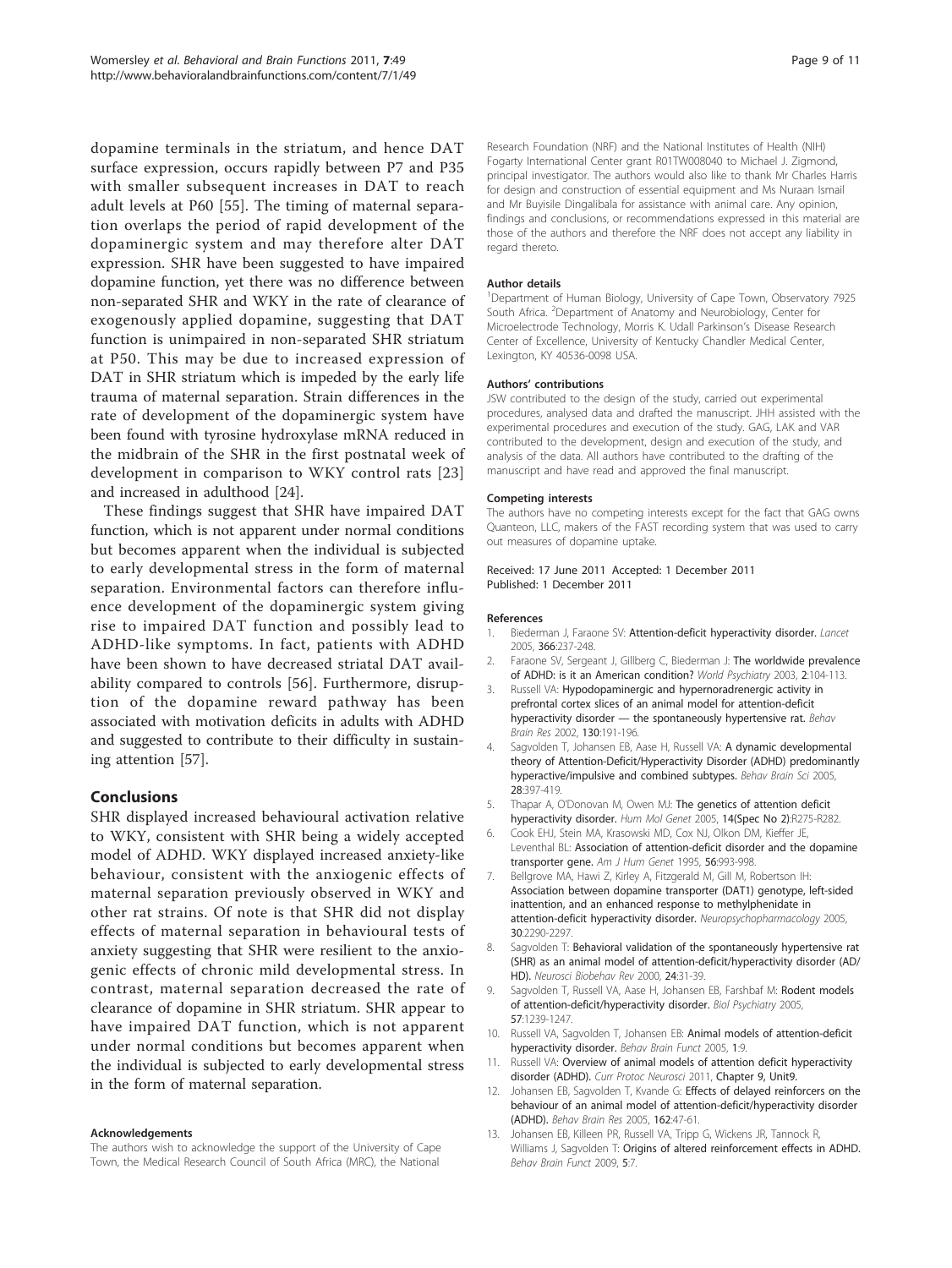dopamine terminals in the striatum, and hence DAT surface expression, occurs rapidly between P7 and P35 with smaller subsequent increases in DAT to reach adult levels at P60 [55]. The timing of maternal separation overlaps the period of rapid development of the dopaminergic system and may therefore alter DAT expression. SHR have been suggested to have impaired dopamine function, yet there was no difference between non-separated SHR and WKY in the rate of clearance of exogenously applied dopamine, suggesting that DAT function is unimpaired in non-separated SHR striatum at P50. This may be due to increased expression of DAT in SHR striatum which is impeded by the early life trauma of maternal separation. Strain differences in the rate of development of the dopaminergic system have been found with tyrosine hydroxylase mRNA reduced in the midbrain of the SHR in the first postnatal week of development in comparison to WKY control rats [23] and increased in adulthood [24].

These findings suggest that SHR have impaired DAT function, which is not apparent under normal conditions but becomes apparent when the individual is subjected to early developmental stress in the form of maternal separation. Environmental factors can therefore influence development of the dopaminergic system giving rise to impaired DAT function and possibly lead to ADHD-like symptoms. In fact, patients with ADHD have been shown to have decreased striatal DAT availability compared to controls [56]. Furthermore, disruption of the dopamine reward pathway has been associated with motivation deficits in adults with ADHD and suggested to contribute to their difficulty in sustaining attention [57].

## Conclusions

SHR displayed increased behavioural activation relative to WKY, consistent with SHR being a widely accepted model of ADHD. WKY displayed increased anxiety-like behaviour, consistent with the anxiogenic effects of maternal separation previously observed in WKY and other rat strains. Of note is that SHR did not display effects of maternal separation in behavioural tests of anxiety suggesting that SHR were resilient to the anxiogenic effects of chronic mild developmental stress. In contrast, maternal separation decreased the rate of clearance of dopamine in SHR striatum. SHR appear to have impaired DAT function, which is not apparent under normal conditions but becomes apparent when the individual is subjected to early developmental stress in the form of maternal separation.

#### Acknowledgements

The authors wish to acknowledge the support of the University of Cape Town, the Medical Research Council of South Africa (MRC), the National Research Foundation (NRF) and the National Institutes of Health (NIH) Fogarty International Center grant R01TW008040 to Michael J. Zigmond, principal investigator. The authors would also like to thank Mr Charles Harris for design and construction of essential equipment and Ms Nuraan Ismail and Mr Buyisile Dingalibala for assistance with animal care. Any opinion, findings and conclusions, or recommendations expressed in this material are those of the authors and therefore the NRF does not accept any liability in regard thereto.

#### Author details

[1]Department of Human Biology, University of Cape Town, Observatory 7925 South Africa. [2]Department of Anatomy and Neurobiology, Center for Microelectrode Technology, Morris K. Udall Parkinson's Disease Research Center of Excellence, University of Kentucky Chandler Medical Center, Lexington, KY 40536-0098 USA.

#### Authors' contributions

JSW contributed to the design of the study, carried out experimental procedures, analysed data and drafted the manuscript. JHH assisted with the experimental procedures and execution of the study. GAG, LAK and VAR contributed to the development, design and execution of the study, and analysis of the data. All authors have contributed to the drafting of the manuscript and have read and approved the final manuscript.

#### Competing interests

The authors have no competing interests except for the fact that GAG owns Quanteon, LLC, makers of the FAST recording system that was used to carry out measures of dopamine uptake.

Received: 17 June 2011 Accepted: 1 December 2011
Published: 1 December 2011

#### References

1. Biederman J, Faraone SV: **Attention-deficit hyperactivity disorder.** *Lancet* 2005, **366**:237-248.
2. Faraone SV, Sergeant J, Gillberg C, Biederman J: **The worldwide prevalence of ADHD: is it an American condition?** *World Psychiatry* 2003, **2**:104-113.
3. Russell VA: **Hypodopaminergic and hypernoradrenergic activity in prefrontal cortex slices of an animal model for attention-deficit hyperactivity disorder — the spontaneously hypertensive rat.** *Behav Brain Res* 2002, **130**:191-196.
4. Sagvolden T, Johansen EB, Aase H, Russell VA: **A dynamic developmental theory of Attention-Deficit/Hyperactivity Disorder (ADHD) predominantly hyperactive/impulsive and combined subtypes.** *Behav Brain Sci* 2005, **28**:397-419.
5. Thapar A, O'Donovan M, Owen MJ: **The genetics of attention deficit hyperactivity disorder.** *Hum Mol Genet* 2005, **14(Spec No 2)**:R275-R282.
6. Cook EHJ, Stein MA, Krasowski MD, Cox NJ, Olkon DM, Kieffer JE, Leventhal BL: **Association of attention-deficit disorder and the dopamine transporter gene.** *Am J Hum Genet* 1995, **56**:993-998.
7. Bellgrove MA, Hawi Z, Kirley A, Fitzgerald M, Gill M, Robertson IH: **Association between dopamine transporter (DAT1) genotype, left-sided inattention, and an enhanced response to methylphenidate in attention-deficit hyperactivity disorder.** *Neuropsychopharmacology* 2005, **30**:2290-2297.
8. Sagvolden T: **Behavioral validation of the spontaneously hypertensive rat (SHR) as an animal model of attention-deficit/hyperactivity disorder (AD/HD).** *Neurosci Biobehav Rev* 2000, **24**:31-39.
9. Sagvolden T, Russell VA, Aase H, Johansen EB, Farshbaf M: **Rodent models of attention-deficit/hyperactivity disorder.** *Biol Psychiatry* 2005, **57**:1239-1247.
10. Russell VA, Sagvolden T, Johansen EB: **Animal models of attention-deficit hyperactivity disorder.** *Behav Brain Funct* 2005, **1**:9.
11. Russell VA: **Overview of animal models of attention deficit hyperactivity disorder (ADHD).** *Curr Protoc Neurosci* 2011, Chapter 9, Unit9.
12. Johansen EB, Sagvolden T, Kvande G: **Effects of delayed reinforcers on the behaviour of an animal model of attention-deficit/hyperactivity disorder (ADHD).** *Behav Brain Res* 2005, **162**:47-61.
13. Johansen EB, Killeen PR, Russell VA, Tripp G, Wickens JR, Tannock R, Williams J, Sagvolden T: **Origins of altered reinforcement effects in ADHD.** *Behav Brain Funct* 2009, **5**:7.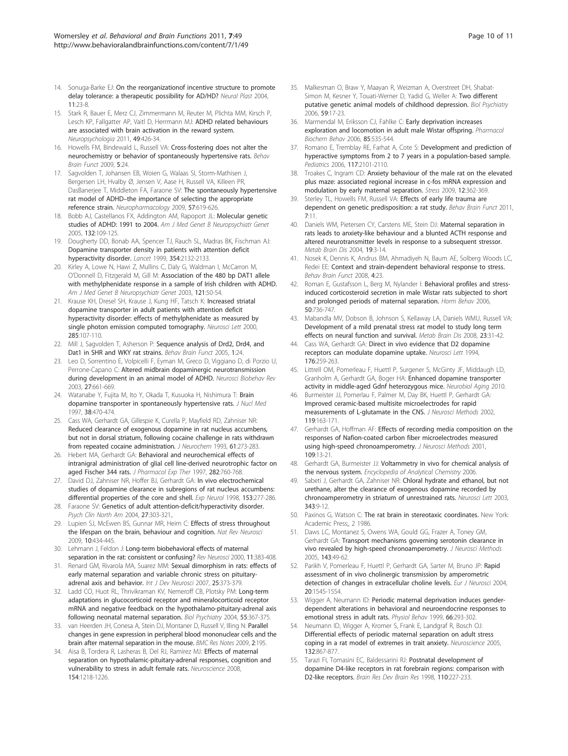14. Sonuga-Barke EJ: On the reorganizationof incentive structure to promote delay tolerance: a therapeutic possibility for AD/HD? *Neural Plast* 2004, 11:23-8.
15. Stark R, Bauer E, Merz CJ, Zimmermann M, Reuter M, Plichta MM, Kirsch P, Lesch KP, Fallgatter AP, Vaitl D, Herrmann MJ: ADHD related behaviours are associated with brain activation in the reward system. *Neuropsychologia* 2011, 49:426-34.
16. Howells FM, Bindewald L, Russell VA: Cross-fostering does not alter the neurochemistry or behavior of spontaneously hypertensive rats. *Behav Brain Funct* 2009, 5:24.
17. Sagvolden T, Johansen EB, Woien G, Walaas SI, Storm-Mathisen J, Bergersen LH, Hvalby Ø, Jensen V, Aase H, Russell VA, Killeen PR, DasBanerjee T, Middleton FA, Faraone SV: The spontaneously hypertensive rat model of ADHD–the importance of selecting the appropriate reference strain. *Neuropharmacology* 2009, 57:619-626.
18. Bobb AJ, Castellanos FX, Addington AM, Rapoport JL: Molecular genetic studies of ADHD: 1991 to 2004. *Am J Med Genet B Neuropsychiatr Genet* 2005, 132:109-125.
19. Dougherty DD, Bonab AA, Spencer TJ, Rauch SL, Madras BK, Fischman AJ: Dopamine transporter density in patients with attention deficit hyperactivity disorder. *Lancet* 1999, 354:2132-2133.
20. Kirley A, Lowe N, Hawi Z, Mullins C, Daly G, Waldman I, McCarron M, O'Donnell D, Fitzgerald M, Gill M: Association of the 480 bp DAT1 allele with methylphenidate response in a sample of Irish children with ADHD. *Am J Med Genet B Neuropsychiatr Genet* 2003, 121:50-54.
21. Krause KH, Dresel SH, Krause J, Kung HF, Tatsch K: Increased striatal dopamine transporter in adult patients with attention deficit hyperactivity disorder: effects of methylphenidate as measured by single photon emission computed tomography. *Neurosci Lett* 2000, 285:107-110.
22. Mill J, Sagvolden T, Asherson P: Sequence analysis of Drd2, Drd4, and Dat1 in SHR and WKY rat strains. *Behav Brain Funct* 2005, 1:24.
23. Leo D, Sorrentino E, Volpicelli F, Eyman M, Greco D, Viggiano D, di Porzio U, Perrone-Capano C: Altered midbrain dopaminergic neurotransmission during development in an animal model of ADHD. *Neurosci Biobehav Rev* 2003, 27:661-669.
24. Watanabe Y, Fujita M, Ito Y, Okada T, Kusuoka H, Nishimura T: Brain dopamine transporter in spontaneously hypertensive rats. *J Nucl Med* 1997, 38:470-474.
25. Cass WA, Gerhardt GA, Gillespie K, Curella P, Mayfield RD, Zahniser NR: Reduced clearance of exogenous dopamine in rat nucleus accumbens, but not in dorsal striatum, following cocaine challenge in rats withdrawn from repeated cocaine administration. *J Neurochem* 1993, 61:273-283.
26. Hebert MA, Gerhardt GA: Behavioral and neurochemical effects of intranigral administration of glial cell line-derived neurotrophic factor on aged Fischer 344 rats. *J Pharmacol Exp Ther* 1997, 282:760-768.
27. David DJ, Zahniser NR, Hoffer BJ, Gerhardt GA: In vivo electrochemical studies of dopamine clearance in subregions of rat nucleus accumbens: differential properties of the core and shell. *Exp Neurol* 1998, 153:277-286.
28. Faraone SV: Genetics of adult attention-deficit/hyperactivity disorder. *Psych Clin North Am* 2004, 27:303-321,.
29. Lupien SJ, McEwen BS, Gunnar MR, Heim C: Effects of stress throughout the lifespan on the brain, behaviour and cognition. *Nat Rev Neurosci* 2009, 10:434-445.
30. Lehmann J, Feldon J: Long-term biobehavioral effects of maternal separation in the rat: consistent or confusing? *Rev Neurosci* 2000, 11:383-408.
31. Renard GM, Rivarola MA, Suarez MM: Sexual dimorphism in rats: effects of early maternal separation and variable chronic stress on pituitary-adrenal axis and behavior. *Int J Dev Neurosci* 2007, 25:373-379.
32. Ladd CO, Huot RL, Thrivikraman KV, Nemeroff CB, Plotsky PM: Long-term adaptations in glucocorticoid receptor and mineralocorticoid receptor mRNA and negative feedback on the hypothalamo-pituitary-adrenal axis following neonatal maternal separation. *Biol Psychiatry* 2004, 55:367-375.
33. van Heerden JH, Conesa A, Stein DJ, Montaner D, Russell V, Illing N: Parallel changes in gene expression in peripheral blood mononuclear cells and the brain after maternal separation in the mouse. *BMC Res Notes* 2009, 2:195.
34. Aisa B, Tordera R, Lasheras B, Del RJ, Ramirez MJ: Effects of maternal separation on hypothalamic-pituitary-adrenal responses, cognition and vulnerability to stress in adult female rats. *Neuroscience* 2008, 154:1218-1226.
35. Malkesman O, Braw Y, Maayan R, Weizman A, Overstreet DH, Shabat-Simon M, Kesner Y, Touati-Werner D, Yadid G, Weller A: Two different putative genetic animal models of childhood depression. *Biol Psychiatry* 2006, 59:17-23.
36. Marmendal M, Eriksson CJ, Fahlke C: Early deprivation increases exploration and locomotion in adult male Wistar offspring. *Pharmacol Biochem Behav* 2006, 85:535-544.
37. Romano E, Tremblay RE, Farhat A, Cote S: Development and prediction of hyperactive symptoms from 2 to 7 years in a population-based sample. *Pediatrics* 2006, 117:2101-2110.
38. Troakes C, Ingram CD: Anxiety behaviour of the male rat on the elevated plus maze: associated regional increase in c-fos mRNA expression and modulation by early maternal separation. *Stress* 2009, 12:362-369.
39. Sterley TL, Howells FM, Russell VA: Effects of early life trauma are dependent on genetic predisposition: a rat study. *Behav Brain Funct* 2011, 7:11.
40. Daniels WM, Pietersen CY, Carstens ME, Stein DJ: Maternal separation in rats leads to anxiety-like behaviour and a blunted ACTH response and altered neurotransmitter levels in response to a subsequent stressor. *Metab Brain Dis* 2004, 19:3-14.
41. Nosek K, Dennis K, Andrus BM, Ahmadiyeh N, Baum AE, Solberg Woods LC, Redei EE: Context and strain-dependent behavioral response to stress. *Behav Brain Funct* 2008, 4:23.
42. Roman E, Gustafsson L, Berg M, Nylander I: Behavioral profiles and stress-induced corticosteroid secretion in male Wistar rats subjected to short and prolonged periods of maternal separation. *Horm Behav* 2006, 50:736-747.
43. Mabandla MV, Dobson B, Johnson S, Kellaway LA, Daniels WMU, Russell VA: Development of a mild prenatal stress rat model to study long term effects on neural function and survival. *Metab Brain Dis* 2008, 23:31-42.
44. Cass WA, Gerhardt GA: Direct in vivo evidence that D2 dopamine receptors can modulate dopamine uptake. *Neurosci Lett* 1994, 176:259-263.
45. Littrell OM, Pomerleau F, Huettl P, Surgener S, McGinty JF, Middaugh LD, Granholm A, Gerhardt GA, Boger HA: Enhanced dopamine transporter activity in middle-aged Gdnf heterozygous mice. *Neurobiol Aging* 2010.
46. Burmeister JJ, Pomerlau F, Palmer M, Day BK, Huettl P, Gerhardt GA: Improved ceramic-based multisite microelectrodes for rapid measurements of L-glutamate in the CNS. *J Neurosci Methods* 2002, 119:163-171.
47. Gerhardt GA, Hoffman AF: Effects of recording media composition on the responses of Nafion-coated carbon fiber microelectrodes measured using high-speed chronoamperometry. *J Neurosci Methods* 2001, 109:13-21.
48. Gerhardt GA, Burmeister JJ: Voltammetry in vivo for chemical analysis of the nervous system. *Encyclopedia of Analytical Chemistry* 2006.
49. Sabeti J, Gerhardt GA, Zahniser NR: Chloral hydrate and ethanol, but not urethane, alter the clearance of exogenous dopamine recorded by chronoamperometry in striatum of unrestrained rats. *Neurosci Lett* 2003, 343:9-12.
50. Paxinos G, Watson C: The rat brain in stereotaxic coordinates. New York: Academic Press;, 2 1986.
51. Daws LC, Montanez S, Owens WA, Gould GG, Frazer A, Toney GM, Gerhardt GA: Transport mechanisms governing serotonin clearance in vivo revealed by high-speed chronoamperometry. *J Neurosci Methods* 2005, 143:49-62.
52. Parikh V, Pomerleau F, Huettl P, Gerhardt GA, Sarter M, Bruno JP: Rapid assessment of in vivo cholinergic transmission by amperometric detection of changes in extracellular choline levels. *Eur J Neurosci* 2004, 20:1545-1554.
53. Wigger A, Neumann ID: Periodic maternal deprivation induces gender-dependent alterations in behavioral and neuroendocrine responses to emotional stress in adult rats. *Physiol Behav* 1999, 66:293-302.
54. Neumann ID, Wigger A, Kromer S, Frank E, Landgraf R, Bosch OJ: Differential effects of periodic maternal separation on adult stress coping in a rat model of extremes in trait anxiety. *Neuroscience* 2005, 132:867-877.
55. Tarazi FI, Tomasini EC, Baldessarini RJ: Postnatal development of dopamine D4-like receptors in rat forebrain regions: comparison with D2-like receptors. *Brain Res Dev Brain Res* 1998, 110:227-233.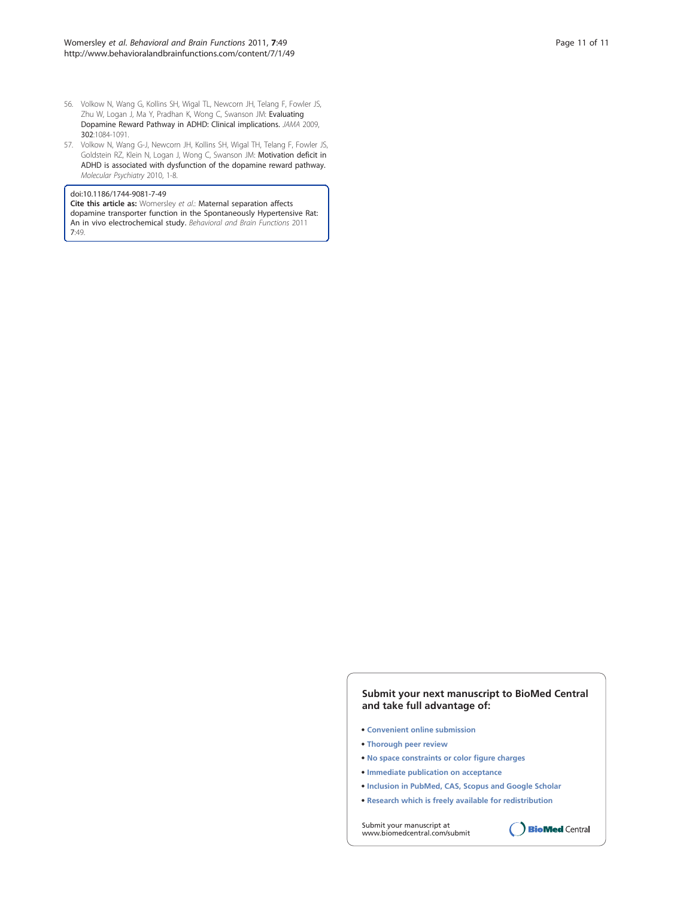56. Volkow N, Wang G, Kollins SH, Wigal TL, Newcorn JH, Telang F, Fowler JS, Zhu W, Logan J, Ma Y, Pradhan K, Wong C, Swanson JM: **Evaluating Dopamine Reward Pathway in ADHD: Clinical implications.** *JAMA* 2009, **302**:1084-1091.
57. Volkow N, Wang G-J, Newcorn JH, Kollins SH, Wigal TH, Telang F, Fowler JS, Goldstein RZ, Klein N, Logan J, Wong C, Swanson JM: **Motivation deficit in ADHD is associated with dysfunction of the dopamine reward pathway.** *Molecular Psychiatry* 2010, 1-8.

doi:10.1186/1744-9081-7-49

**Cite this article as:** Womersley *et al.*: **Maternal separation affects dopamine transporter function in the Spontaneously Hypertensive Rat: An in vivo electrochemical study.** *Behavioral and Brain Functions* 2011 **7**:49.

**Submit your next manuscript to BioMed Central and take full advantage of:**

- **Convenient online submission**
- **Thorough peer review**
- **No space constraints or color figure charges**
- **Immediate publication on acceptance**
- **Inclusion in PubMed, CAS, Scopus and Google Scholar**
- **Research which is freely available for redistribution**

Submit your manuscript at
www.biomedcentral.com/submit

BioMed Central